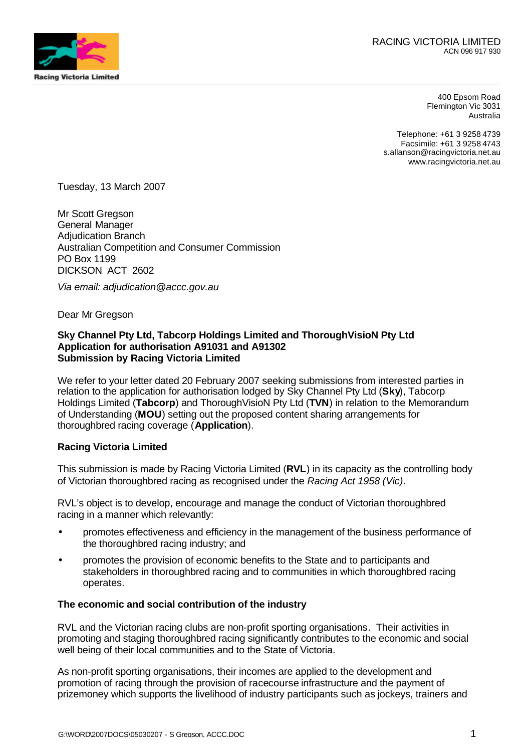Racing Victoria Limited

RACING VICTORIA LIMITED
ACN 096 917 930

400 Epsom Road
Flemington Vic 3031
Australia

Telephone: +61 3 9258 4739
Facsimile: +61 3 9258 4743
s.allanson@racingvictoria.net.au
www.racingvictoria.net.au

Tuesday, 13 March 2007

Mr Scott Gregson
General Manager
Adjudication Branch
Australian Competition and Consumer Commission
PO Box 1199
DICKSON ACT 2602

*Via email: adjudication@accc.gov.au*

Dear Mr Gregson

**Sky Channel Pty Ltd, Tabcorp Holdings Limited and ThoroughVisioN Pty Ltd**
**Application for authorisation A91031 and A91302**
**Submission by Racing Victoria Limited**

We refer to your letter dated 20 February 2007 seeking submissions from interested parties in relation to the application for authorisation lodged by Sky Channel Pty Ltd (**Sky**), Tabcorp Holdings Limited (**Tabcorp**) and ThoroughVisioN Pty Ltd (**TVN**) in relation to the Memorandum of Understanding (**MOU**) setting out the proposed content sharing arrangements for thoroughbred racing coverage (**Application**).

**Racing Victoria Limited**

This submission is made by Racing Victoria Limited (**RVL**) in its capacity as the controlling body of Victorian thoroughbred racing as recognised under the *Racing Act 1958 (Vic)*.

RVL's object is to develop, encourage and manage the conduct of Victorian thoroughbred racing in a manner which relevantly:

- promotes effectiveness and efficiency in the management of the business performance of the thoroughbred racing industry; and
- promotes the provision of economic benefits to the State and to participants and stakeholders in thoroughbred racing and to communities in which thoroughbred racing operates.

**The economic and social contribution of the industry**

RVL and the Victorian racing clubs are non-profit sporting organisations. Their activities in promoting and staging thoroughbred racing significantly contributes to the economic and social well being of their local communities and to the State of Victoria.

As non-profit sporting organisations, their incomes are applied to the development and promotion of racing through the provision of racecourse infrastructure and the payment of prizemoney which supports the livelihood of industry participants such as jockeys, trainers and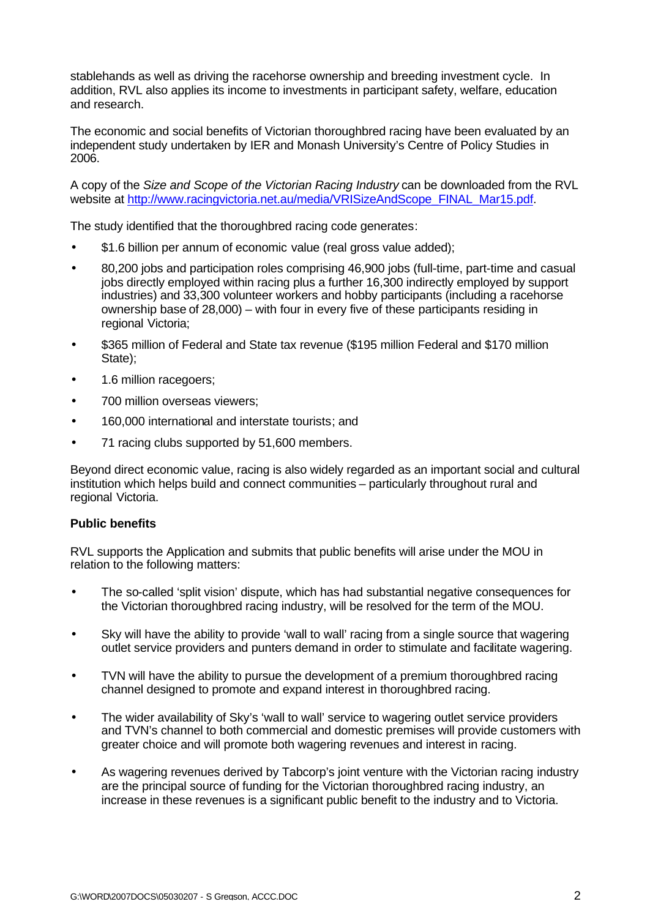stablehands as well as driving the racehorse ownership and breeding investment cycle. In addition, RVL also applies its income to investments in participant safety, welfare, education and research.

The economic and social benefits of Victorian thoroughbred racing have been evaluated by an independent study undertaken by IER and Monash University's Centre of Policy Studies in 2006.

A copy of the *Size and Scope of the Victorian Racing Industry* can be downloaded from the RVL website at [http://www.racingvictoria.net.au/media/VRISizeAndScope_FINAL_Mar15.pdf](http://www.racingvictoria.net.au/media/VRISizeAndScope_FINAL_Mar15.pdf).

The study identified that the thoroughbred racing code generates:

- $1.6 billion per annum of economic value (real gross value added);
- 80,200 jobs and participation roles comprising 46,900 jobs (full-time, part-time and casual jobs directly employed within racing plus a further 16,300 indirectly employed by support industries) and 33,300 volunteer workers and hobby participants (including a racehorse ownership base of 28,000) – with four in every five of these participants residing in regional Victoria;
- $365 million of Federal and State tax revenue ($195 million Federal and $170 million State);
- 1.6 million racegoers;
- 700 million overseas viewers;
- 160,000 international and interstate tourists; and
- 71 racing clubs supported by 51,600 members.

Beyond direct economic value, racing is also widely regarded as an important social and cultural institution which helps build and connect communities – particularly throughout rural and regional Victoria.

**Public benefits**

RVL supports the Application and submits that public benefits will arise under the MOU in relation to the following matters:

- The so-called 'split vision' dispute, which has had substantial negative consequences for the Victorian thoroughbred racing industry, will be resolved for the term of the MOU.
- Sky will have the ability to provide 'wall to wall' racing from a single source that wagering outlet service providers and punters demand in order to stimulate and facilitate wagering.
- TVN will have the ability to pursue the development of a premium thoroughbred racing channel designed to promote and expand interest in thoroughbred racing.
- The wider availability of Sky's 'wall to wall' service to wagering outlet service providers and TVN's channel to both commercial and domestic premises will provide customers with greater choice and will promote both wagering revenues and interest in racing.
- As wagering revenues derived by Tabcorp's joint venture with the Victorian racing industry are the principal source of funding for the Victorian thoroughbred racing industry, an increase in these revenues is a significant public benefit to the industry and to Victoria.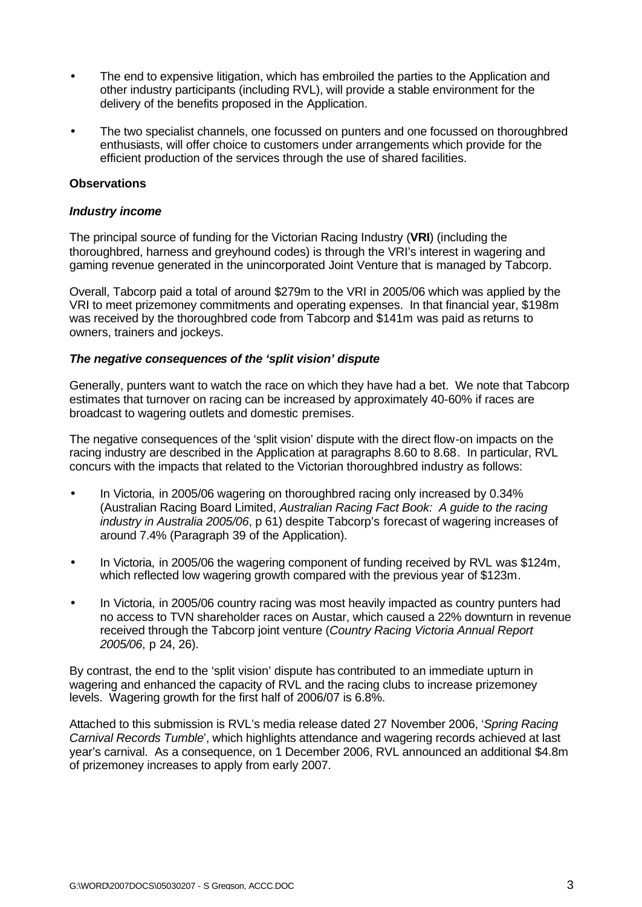- The end to expensive litigation, which has embroiled the parties to the Application and other industry participants (including RVL), will provide a stable environment for the delivery of the benefits proposed in the Application.
- The two specialist channels, one focussed on punters and one focussed on thoroughbred enthusiasts, will offer choice to customers under arrangements which provide for the efficient production of the services through the use of shared facilities.

**Observations**

***Industry income***

The principal source of funding for the Victorian Racing Industry (**VRI**) (including the thoroughbred, harness and greyhound codes) is through the VRI's interest in wagering and gaming revenue generated in the unincorporated Joint Venture that is managed by Tabcorp.

Overall, Tabcorp paid a total of around $279m to the VRI in 2005/06 which was applied by the VRI to meet prizemoney commitments and operating expenses. In that financial year, $198m was received by the thoroughbred code from Tabcorp and $141m was paid as returns to owners, trainers and jockeys.

***The negative consequences of the 'split vision' dispute***

Generally, punters want to watch the race on which they have had a bet. We note that Tabcorp estimates that turnover on racing can be increased by approximately 40-60% if races are broadcast to wagering outlets and domestic premises.

The negative consequences of the 'split vision' dispute with the direct flow-on impacts on the racing industry are described in the Application at paragraphs 8.60 to 8.68. In particular, RVL concurs with the impacts that related to the Victorian thoroughbred industry as follows:

- In Victoria, in 2005/06 wagering on thoroughbred racing only increased by 0.34% (Australian Racing Board Limited, *Australian Racing Fact Book: A guide to the racing industry in Australia 2005/06*, p 61) despite Tabcorp's forecast of wagering increases of around 7.4% (Paragraph 39 of the Application).
- In Victoria, in 2005/06 the wagering component of funding received by RVL was $124m, which reflected low wagering growth compared with the previous year of $123m.
- In Victoria, in 2005/06 country racing was most heavily impacted as country punters had no access to TVN shareholder races on Austar, which caused a 22% downturn in revenue received through the Tabcorp joint venture (*Country Racing Victoria Annual Report 2005/06*, p 24, 26).

By contrast, the end to the 'split vision' dispute has contributed to an immediate upturn in wagering and enhanced the capacity of RVL and the racing clubs to increase prizemoney levels. Wagering growth for the first half of 2006/07 is 6.8%.

Attached to this submission is RVL's media release dated 27 November 2006, '*Spring Racing Carnival Records Tumble*', which highlights attendance and wagering records achieved at last year's carnival. As a consequence, on 1 December 2006, RVL announced an additional $4.8m of prizemoney increases to apply from early 2007.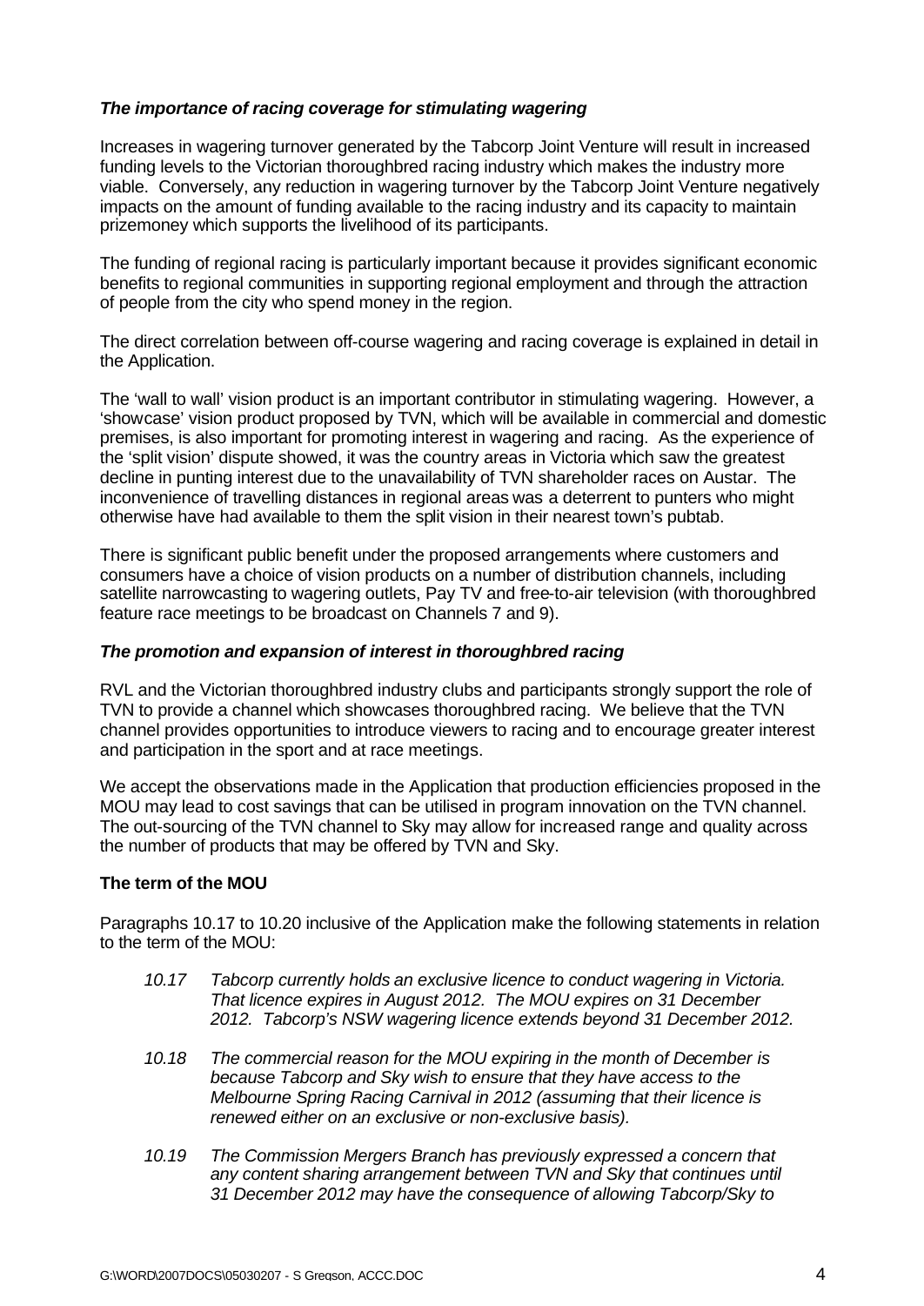### *The importance of racing coverage for stimulating wagering*

Increases in wagering turnover generated by the Tabcorp Joint Venture will result in increased funding levels to the Victorian thoroughbred racing industry which makes the industry more viable. Conversely, any reduction in wagering turnover by the Tabcorp Joint Venture negatively impacts on the amount of funding available to the racing industry and its capacity to maintain prizemoney which supports the livelihood of its participants.

The funding of regional racing is particularly important because it provides significant economic benefits to regional communities in supporting regional employment and through the attraction of people from the city who spend money in the region.

The direct correlation between off-course wagering and racing coverage is explained in detail in the Application.

The 'wall to wall' vision product is an important contributor in stimulating wagering. However, a 'showcase' vision product proposed by TVN, which will be available in commercial and domestic premises, is also important for promoting interest in wagering and racing. As the experience of the 'split vision' dispute showed, it was the country areas in Victoria which saw the greatest decline in punting interest due to the unavailability of TVN shareholder races on Austar. The inconvenience of travelling distances in regional areas was a deterrent to punters who might otherwise have had available to them the split vision in their nearest town's pubtab.

There is significant public benefit under the proposed arrangements where customers and consumers have a choice of vision products on a number of distribution channels, including satellite narrowcasting to wagering outlets, Pay TV and free-to-air television (with thoroughbred feature race meetings to be broadcast on Channels 7 and 9).

### *The promotion and expansion of interest in thoroughbred racing*

RVL and the Victorian thoroughbred industry clubs and participants strongly support the role of TVN to provide a channel which showcases thoroughbred racing. We believe that the TVN channel provides opportunities to introduce viewers to racing and to encourage greater interest and participation in the sport and at race meetings.

We accept the observations made in the Application that production efficiencies proposed in the MOU may lead to cost savings that can be utilised in program innovation on the TVN channel. The out-sourcing of the TVN channel to Sky may allow for increased range and quality across the number of products that may be offered by TVN and Sky.

### The term of the MOU

Paragraphs 10.17 to 10.20 inclusive of the Application make the following statements in relation to the term of the MOU:

> *10.17 Tabcorp currently holds an exclusive licence to conduct wagering in Victoria. That licence expires in August 2012. The MOU expires on 31 December 2012. Tabcorp's NSW wagering licence extends beyond 31 December 2012.*
>
> *10.18 The commercial reason for the MOU expiring in the month of December is because Tabcorp and Sky wish to ensure that they have access to the Melbourne Spring Racing Carnival in 2012 (assuming that their licence is renewed either on an exclusive or non-exclusive basis).*
>
> *10.19 The Commission Mergers Branch has previously expressed a concern that any content sharing arrangement between TVN and Sky that continues until 31 December 2012 may have the consequence of allowing Tabcorp/Sky to*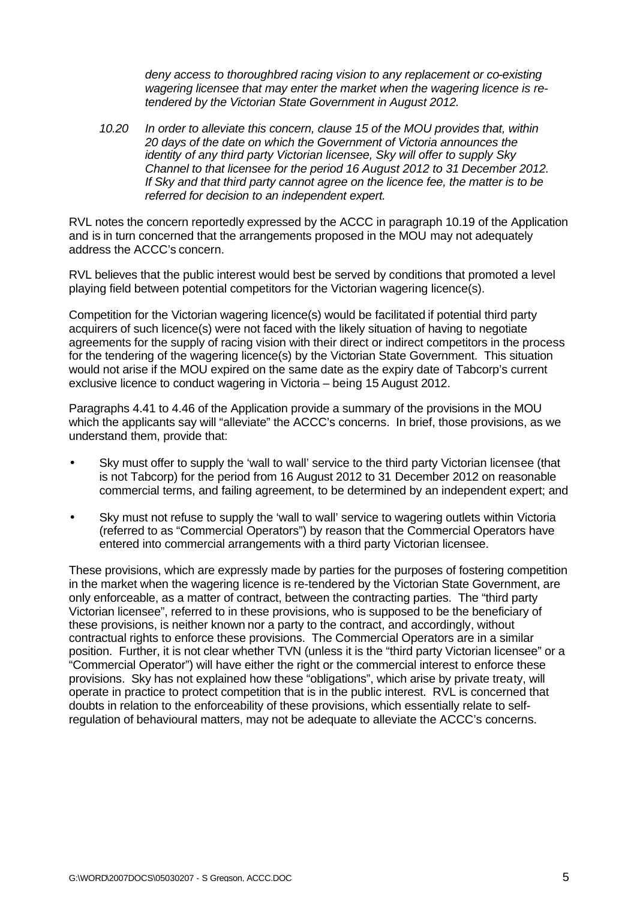*deny access to thoroughbred racing vision to any replacement or co-existing wagering licensee that may enter the market when the wagering licence is re-tendered by the Victorian State Government in August 2012.*

*10.20 In order to alleviate this concern, clause 15 of the MOU provides that, within 20 days of the date on which the Government of Victoria announces the identity of any third party Victorian licensee, Sky will offer to supply Sky Channel to that licensee for the period 16 August 2012 to 31 December 2012. If Sky and that third party cannot agree on the licence fee, the matter is to be referred for decision to an independent expert.*

RVL notes the concern reportedly expressed by the ACCC in paragraph 10.19 of the Application and is in turn concerned that the arrangements proposed in the MOU may not adequately address the ACCC's concern.

RVL believes that the public interest would best be served by conditions that promoted a level playing field between potential competitors for the Victorian wagering licence(s).

Competition for the Victorian wagering licence(s) would be facilitated if potential third party acquirers of such licence(s) were not faced with the likely situation of having to negotiate agreements for the supply of racing vision with their direct or indirect competitors in the process for the tendering of the wagering licence(s) by the Victorian State Government. This situation would not arise if the MOU expired on the same date as the expiry date of Tabcorp's current exclusive licence to conduct wagering in Victoria – being 15 August 2012.

Paragraphs 4.41 to 4.46 of the Application provide a summary of the provisions in the MOU which the applicants say will "alleviate" the ACCC's concerns. In brief, those provisions, as we understand them, provide that:

- Sky must offer to supply the 'wall to wall' service to the third party Victorian licensee (that is not Tabcorp) for the period from 16 August 2012 to 31 December 2012 on reasonable commercial terms, and failing agreement, to be determined by an independent expert; and
- Sky must not refuse to supply the 'wall to wall' service to wagering outlets within Victoria (referred to as "Commercial Operators") by reason that the Commercial Operators have entered into commercial arrangements with a third party Victorian licensee.

These provisions, which are expressly made by parties for the purposes of fostering competition in the market when the wagering licence is re-tendered by the Victorian State Government, are only enforceable, as a matter of contract, between the contracting parties. The "third party Victorian licensee", referred to in these provisions, who is supposed to be the beneficiary of these provisions, is neither known nor a party to the contract, and accordingly, without contractual rights to enforce these provisions. The Commercial Operators are in a similar position. Further, it is not clear whether TVN (unless it is the "third party Victorian licensee" or a "Commercial Operator") will have either the right or the commercial interest to enforce these provisions. Sky has not explained how these "obligations", which arise by private treaty, will operate in practice to protect competition that is in the public interest. RVL is concerned that doubts in relation to the enforceability of these provisions, which essentially relate to self-regulation of behavioural matters, may not be adequate to alleviate the ACCC's concerns.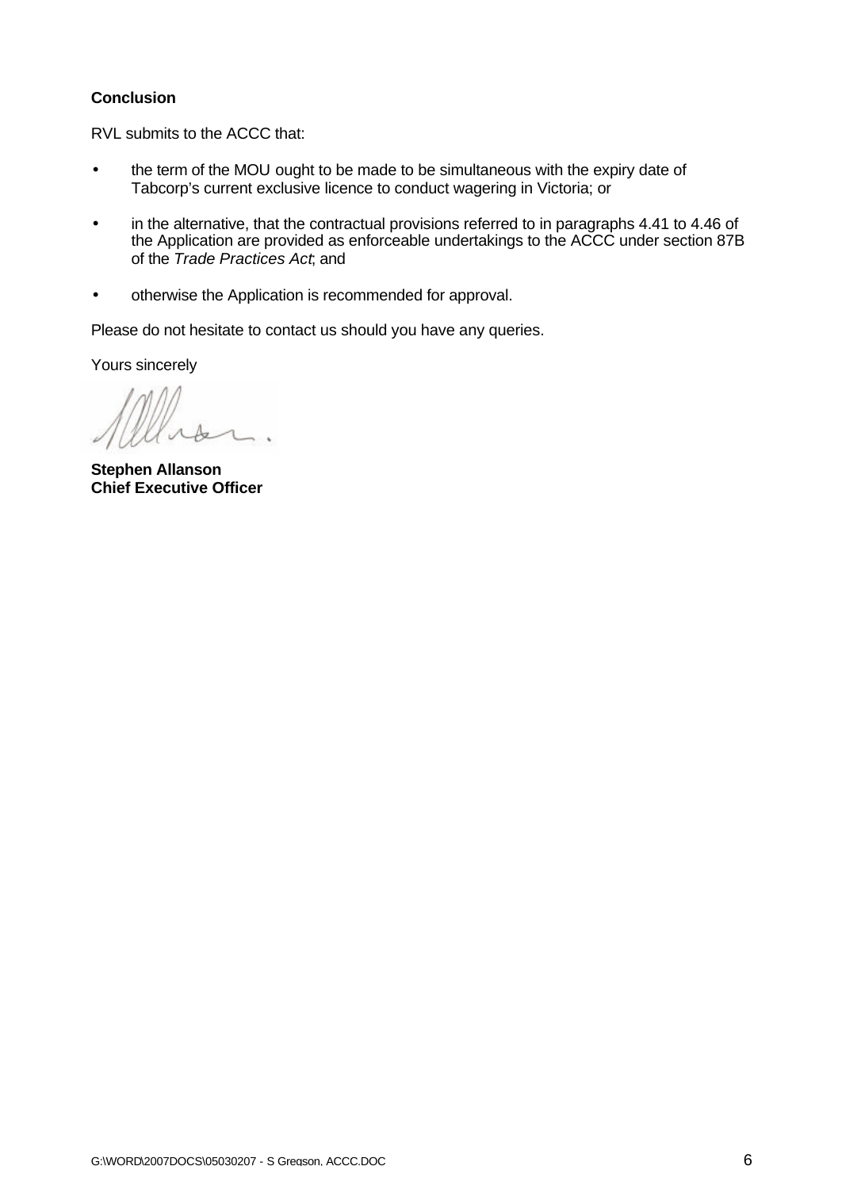**Conclusion**

RVL submits to the ACCC that:

- the term of the MOU ought to be made to be simultaneous with the expiry date of Tabcorp's current exclusive licence to conduct wagering in Victoria; or
- in the alternative, that the contractual provisions referred to in paragraphs 4.41 to 4.46 of the Application are provided as enforceable undertakings to the ACCC under section 87B of the *Trade Practices Act*; and
- otherwise the Application is recommended for approval.

Please do not hesitate to contact us should you have any queries.

Yours sincerely

**Stephen Allanson**
**Chief Executive Officer**

G:\WORD\2007DOCS\05030207 - S Gregson, ACCC.DOC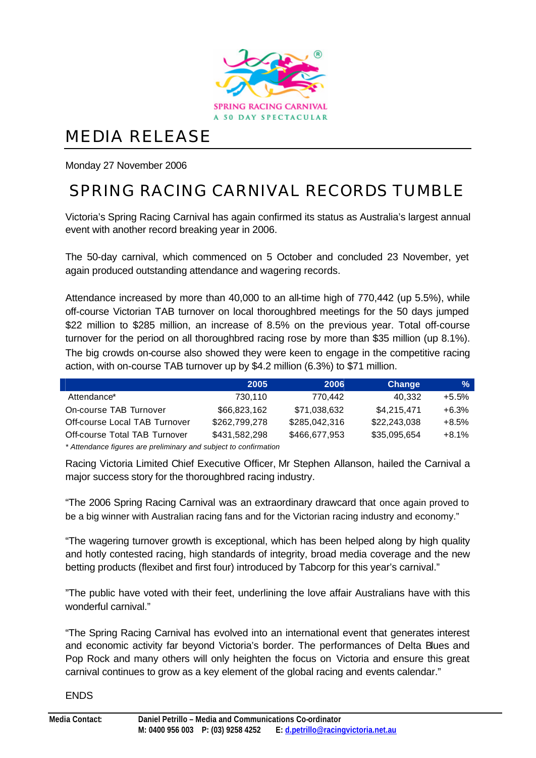SPRING RACING CARNIVAL
A 50 DAY SPECTACULAR

# MEDIA RELEASE

Monday 27 November 2006

## SPRING RACING CARNIVAL RECORDS TUMBLE

Victoria's Spring Racing Carnival has again confirmed its status as Australia's largest annual event with another record breaking year in 2006.

The 50-day carnival, which commenced on 5 October and concluded 23 November, yet again produced outstanding attendance and wagering records.

Attendance increased by more than 40,000 to an all-time high of 770,442 (up 5.5%), while off-course Victorian TAB turnover on local thoroughbred meetings for the 50 days jumped $22 million to $285 million, an increase of 8.5% on the previous year. Total off-course turnover for the period on all thoroughbred racing rose by more than $35 million (up 8.1%). The big crowds on-course also showed they were keen to engage in the competitive racing action, with on-course TAB turnover up by $4.2 million (6.3%) to $71 million.

| | 2005 | 2006 | Change | % |
|---|---|---|---|---|
| Attendance* | 730,110 | 770,442 | 40,332 | +5.5% |
| On-course TAB Turnover | $66,823,162 | $71,038,632 | $4,215,471 | +6.3% |
| Off-course Local TAB Turnover | $262,799,278 | $285,042,316 | $22,243,038 | +8.5% |
| Off-course Total TAB Turnover | $431,582,298 | $466,677,953 | $35,095,654 | +8.1% |

*\* Attendance figures are preliminary and subject to confirmation*

Racing Victoria Limited Chief Executive Officer, Mr Stephen Allanson, hailed the Carnival a major success story for the thoroughbred racing industry.

"The 2006 Spring Racing Carnival was an extraordinary drawcard that once again proved to be a big winner with Australian racing fans and for the Victorian racing industry and economy."

"The wagering turnover growth is exceptional, which has been helped along by high quality and hotly contested racing, high standards of integrity, broad media coverage and the new betting products (flexibet and first four) introduced by Tabcorp for this year's carnival."

"The public have voted with their feet, underlining the love affair Australians have with this wonderful carnival."

"The Spring Racing Carnival has evolved into an international event that generates interest and economic activity far beyond Victoria's border. The performances of Delta Blues and Pop Rock and many others will only heighten the focus on Victoria and ensure this great carnival continues to grow as a key element of the global racing and events calendar."

ENDS

**Media Contact:** **Daniel Petrillo – Media and Communications Co-ordinator**
**M: 0400 956 003 P: (03) 9258 4252 E: d.petrillo@racingvictoria.net.au**